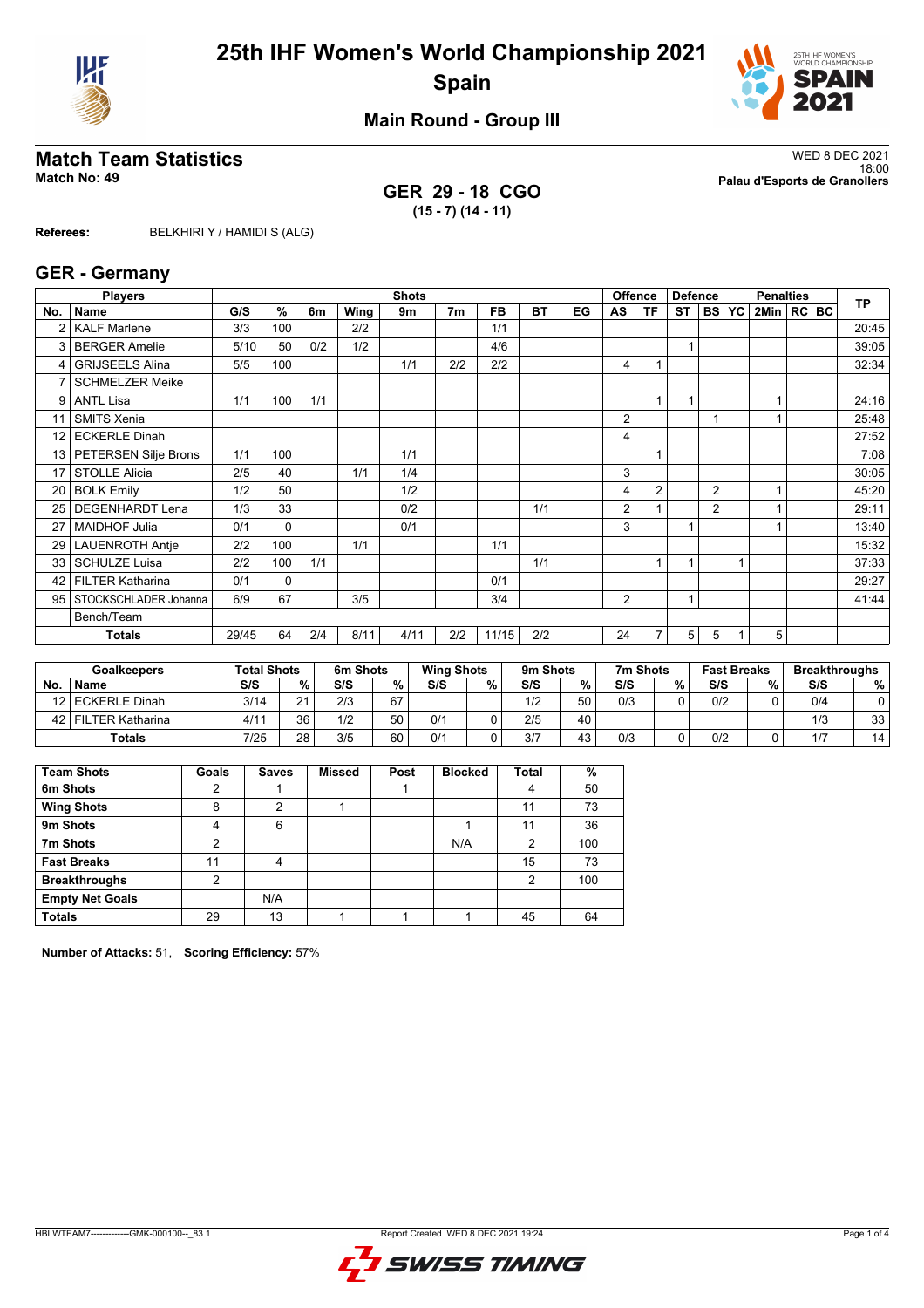# 25th IHF Women's World Championship 2021

## Spain

### Main Round - Group III

## Match Team Statistics

**Match No: 49**

WED 8 DEC 2021
18:00
**Palau d'Esports de Granollers**

**GER 29 - 18 CGO**
**(15 - 7) (14 - 11)**

**Referees:** BELKHIRI Y / HAMIDI S (ALG)

## GER - Germany

| Players | | Shots | | | | | | | | | Offence | | Defence | | | Penalties | | | TP |
|---|---|---|---|---|---|---|---|---|---|---|---|---|---|---|---|---|---|---|---|
| No. | Name | G/S | % | 6m | Wing | 9m | 7m | FB | BT | EG | AS | TF | ST | BS | YC | 2Min | RC | BC | |
| 2 | KALF Marlene | 3/3 | 100 | | 2/2 | | | 1/1 | | | | | | | | | | | 20:45 |
| 3 | BERGER Amelie | 5/10 | 50 | 0/2 | 1/2 | | | 4/6 | | | | | 1 | | | | | | 39:05 |
| 4 | GRIJSEELS Alina | 5/5 | 100 | | | 1/1 | 2/2 | 2/2 | | | 4 | 1 | | | | | | | 32:34 |
| 7 | SCHMELZER Meike | | | | | | | | | | | | | | | | | | |
| 9 | ANTL Lisa | 1/1 | 100 | 1/1 | | | | | | | | 1 | 1 | | | 1 | | | 24:16 |
| 11 | SMITS Xenia | | | | | | | | | | 2 | | | 1 | | 1 | | | 25:48 |
| 12 | ECKERLE Dinah | | | | | | | | | | 4 | | | | | | | | 27:52 |
| 13 | PETERSEN Silje Brons | 1/1 | 100 | | | 1/1 | | | | | | 1 | | | | | | | 7:08 |
| 17 | STOLLE Alicia | 2/5 | 40 | | 1/1 | 1/4 | | | | | 3 | | | | | | | | 30:05 |
| 20 | BOLK Emily | 1/2 | 50 | | | 1/2 | | | | | 4 | 2 | | 2 | | 1 | | | 45:20 |
| 25 | DEGENHARDT Lena | 1/3 | 33 | | | 0/2 | | | 1/1 | | 2 | 1 | | 2 | | 1 | | | 29:11 |
| 27 | MAIDHOF Julia | 0/1 | 0 | | | 0/1 | | | | | 3 | | 1 | | | 1 | | | 13:40 |
| 29 | LAUENROTH Antje | 2/2 | 100 | | 1/1 | | | 1/1 | | | | | | | | | | | 15:32 |
| 33 | SCHULZE Luisa | 2/2 | 100 | 1/1 | | | | | 1/1 | | | 1 | 1 | | 1 | | | | 37:33 |
| 42 | FILTER Katharina | 0/1 | 0 | | | | | 0/1 | | | | | | | | | | | 29:27 |
| 95 | STOCKSCHLADER Johanna | 6/9 | 67 | | 3/5 | | | 3/4 | | | 2 | | 1 | | | | | | 41:44 |
| | Bench/Team | | | | | | | | | | | | | | | | | | |
| | **Totals** | 29/45 | 64 | 2/4 | 8/11 | 4/11 | 2/2 | 11/15 | 2/2 | | 24 | 7 | 5 | 5 | 1 | 5 | | | |

| Goalkeepers | | Total Shots | | 6m Shots | | Wing Shots | | 9m Shots | | 7m Shots | | Fast Breaks | | Breakthroughs | |
|---|---|---|---|---|---|---|---|---|---|---|---|---|---|---|---|
| No. | Name | S/S | % | S/S | % | S/S | % | S/S | % | S/S | % | S/S | % | S/S | % |
| 12 | ECKERLE Dinah | 3/14 | 21 | 2/3 | 67 | | | 1/2 | 50 | 0/3 | 0 | 0/2 | 0 | 0/4 | 0 |
| 42 | FILTER Katharina | 4/11 | 36 | 1/2 | 50 | 0/1 | 0 | 2/5 | 40 | | | | | 1/3 | 33 |
| | **Totals** | 7/25 | 28 | 3/5 | 60 | 0/1 | 0 | 3/7 | 43 | 0/3 | 0 | 0/2 | 0 | 1/7 | 14 |

| Team Shots | Goals | Saves | Missed | Post | Blocked | Total | % |
|---|---|---|---|---|---|---|---|
| 6m Shots | 2 | 1 | | 1 | | 4 | 50 |
| Wing Shots | 8 | 2 | 1 | | | 11 | 73 |
| 9m Shots | 4 | 6 | | | 1 | 11 | 36 |
| 7m Shots | 2 | | | | N/A | 2 | 100 |
| Fast Breaks | 11 | 4 | | | | 15 | 73 |
| Breakthroughs | 2 | | | | | 2 | 100 |
| Empty Net Goals | | N/A | | | | | |
| Totals | 29 | 13 | 1 | 1 | 1 | 45 | 64 |

**Number of Attacks:** 51, **Scoring Efficiency:** 57%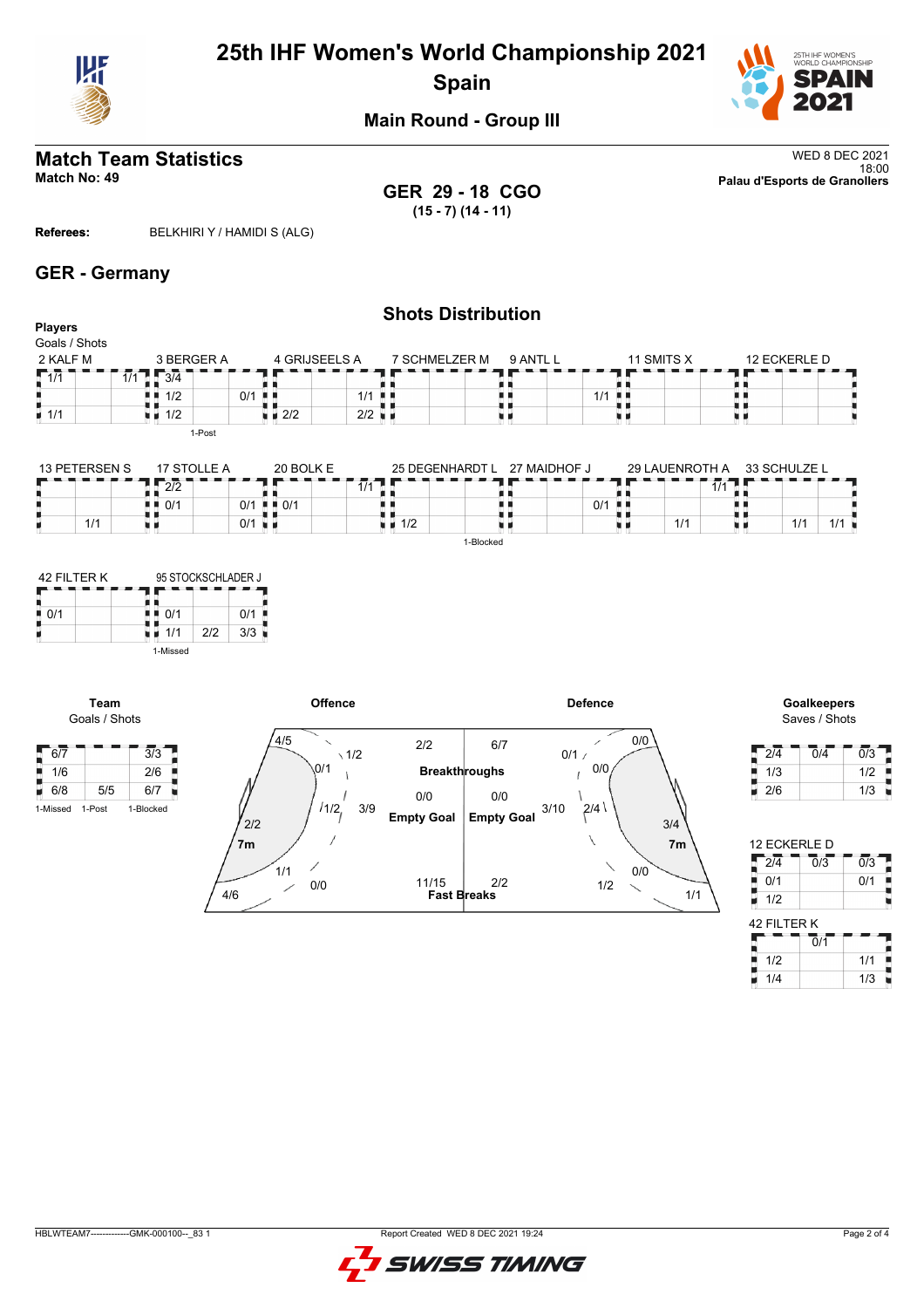# 25th IHF Women's World Championship 2021

## Spain

### Main Round - Group III

## Match Team Statistics

**Match No: 49**

WED 8 DEC 2021
18:00
**Palau d'Esports de Granollers**

**GER 29 - 18 CGO**
**(15 - 7) (14 - 11)**

**Referees:** BELKHIRI Y / HAMIDI S (ALG)

## GER - Germany

### Shots Distribution

**Players**
Goals / Shots

**2 KALF M**

| | | |
|---|---|---|
| 1/1 | | 1/1 |
| | | |
| 1/1 | | |

**3 BERGER A**

| | | |
|---|---|---|
| 3/4 | | |
| 1/2 | | 0/1 |
| 1/2 | | |

1-Post

**4 GRIJSEELS A**

| | | |
|---|---|---|
| | | |
| | | 1/1 |
| 2/2 | | 2/2 |

**7 SCHMELZER M**

| | | |
|---|---|---|
| | | |
| | | |
| | | |

**9 ANTL L**

| | | |
|---|---|---|
| | | |
| | | 1/1 |
| | | |

**11 SMITS X**

| | | |
|---|---|---|
| | | |
| | | |
| | | |

**12 ECKERLE D**

| | | |
|---|---|---|
| | | |
| | | |
| | | |

**13 PETERSEN S**

| | | |
|---|---|---|
| | | |
| | | |
| | 1/1 | |

**17 STOLLE A**

| | | |
|---|---|---|
| 2/2 | | |
| 0/1 | | 0/1 |
| | | 0/1 |

**20 BOLK E**

| | | |
|---|---|---|
| | | 1/1 |
| 0/1 | | |
| | | |

**25 DEGENHARDT L**

| | | |
|---|---|---|
| | | |
| | | |
| 1/2 | | |

1-Blocked

**27 MAIDHOF J**

| | | |
|---|---|---|
| | | |
| | | 0/1 |
| | | |

**29 LAUENROTH A**

| | | |
|---|---|---|
| | | 1/1 |
| | | |
| | 1/1 | |

**33 SCHULZE L**

| | | |
|---|---|---|
| | | |
| | | |
| | 1/1 | 1/1 |

**42 FILTER K**

| | | |
|---|---|---|
| | | |
| 0/1 | | |
| | | |

**95 STOCKSCHLADER J**

| | | |
|---|---|---|
| | | |
| 0/1 | | 0/1 |
| 1/1 | 2/2 | 3/3 |

1-Missed

**Team**
Goals / Shots

| | | |
|---|---|---|
| 6/7 | | 3/3 |
| 1/6 | | 2/6 |
| 6/8 | 5/5 | 6/7 |

1-Missed 1-Post 1-Blocked

**Offence**

| Area | Goals / Shots |
|---|---|
| Left wing | 4/5 |
| Left 6m | 0/1 |
| Centre 6m | 1/2 |
| Right 6m | 1/2 |
| Left 9m | 2/2 |
| Centre 9m | 3/9 |
| Right 9m | 1/1 |
| Right wing | 0/0 |
| 7m | 4/6 |
| Breakthroughs | 2/2 |
| Empty Goal | 0/0 |
| Fast Breaks | 11/15 |

**Defence**

| Area | Goals / Shots |
|---|---|
| Breakthroughs | 6/7 |
| Empty Goal | 0/0 |
| Fast Breaks | 2/2 |
| | 0/0 |
| | 0/1 |
| | 0/0 |
| | 2/4 |
| | 3/10 |
| | 3/4 |
| | 0/0 |
| | 1/2 |
| 7m | 1/1 |

**Goalkeepers**
Saves / Shots

| | | |
|---|---|---|
| 2/4 | 0/4 | 0/3 |
| 1/3 | | 1/2 |
| 2/6 | | 1/3 |

**12 ECKERLE D**

| | | |
|---|---|---|
| 2/4 | 0/3 | 0/3 |
| 0/1 | | 0/1 |
| 1/2 | | |

**42 FILTER K**

| | | |
|---|---|---|
| | 0/1 | |
| 1/2 | | 1/1 |
| 1/4 | | 1/3 |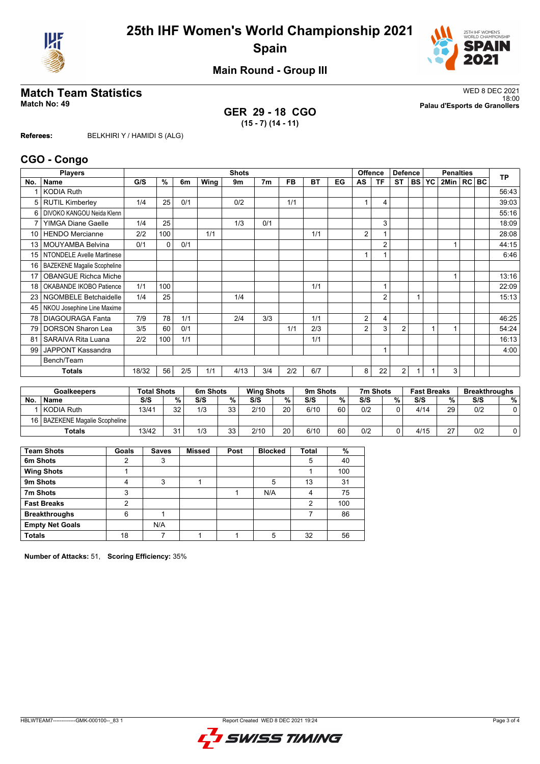# 25th IHF Women's World Championship 2021
## Spain

### Main Round - Group III

## Match Team Statistics

**Match No: 49**

WED 8 DEC 2021
18:00
**Palau d'Esports de Granollers**

**GER 29 - 18 CGO**
**(15 - 7) (14 - 11)**

**Referees:** BELKHIRI Y / HAMIDI S (ALG)

## CGO - Congo

| Players | | Shots | | | | | | | | | Offence | | Defence | | | Penalties | | | TP |
|---|---|---|---|---|---|---|---|---|---|---|---|---|---|---|---|---|---|---|---|
| No. | Name | G/S | % | 6m | Wing | 9m | 7m | FB | BT | EG | AS | TF | ST | BS | YC | 2Min | RC | BC | |
| 1 | KODIA Ruth | | | | | | | | | | | | | | | | | | 56:43 |
| 5 | RUTIL Kimberley | 1/4 | 25 | 0/1 | | 0/2 | | 1/1 | | | 1 | 4 | | | | | | | 39:03 |
| 6 | DIVOKO KANGOU Neida Klenn | | | | | | | | | | | | | | | | | | 55:16 |
| 7 | YIMGA Diane Gaelle | 1/4 | 25 | | | 1/3 | 0/1 | | | | | 3 | | | | | | | 18:09 |
| 10 | HENDO Mercianne | 2/2 | 100 | | 1/1 | | | | 1/1 | | 2 | 1 | | | | | | | 28:08 |
| 13 | MOUYAMBA Belvina | 0/1 | 0 | 0/1 | | | | | | | | 2 | | | | 1 | | | 44:15 |
| 15 | NTONDELE Avelle Martinese | | | | | | | | | | 1 | 1 | | | | | | | 6:46 |
| 16 | BAZEKENE Magalie Scopheline | | | | | | | | | | | | | | | | | | |
| 17 | OBANGUE Richca Miche | | | | | | | | | | | | | | | 1 | | | 13:16 |
| 18 | OKABANDE IKOBO Patience | 1/1 | 100 | | | | | | 1/1 | | | 1 | | | | | | | 22:09 |
| 23 | NGOMBELE Betchaidelle | 1/4 | 25 | | | 1/4 | | | | | | 2 | | 1 | | | | | 15:13 |
| 45 | NKOU Josephine Line Maxime | | | | | | | | | | | | | | | | | | |
| 78 | DIAGOURAGA Fanta | 7/9 | 78 | 1/1 | | 2/4 | 3/3 | | 1/1 | | 2 | 4 | | | | | | | 46:25 |
| 79 | DORSON Sharon Lea | 3/5 | 60 | 0/1 | | | | 1/1 | 2/3 | | 2 | 3 | 2 | | 1 | 1 | | | 54:24 |
| 81 | SARAIVA Rita Luana | 2/2 | 100 | 1/1 | | | | | 1/1 | | | | | | | | | | 16:13 |
| 99 | JAPPONT Kassandra | | | | | | | | | | | 1 | | | | | | | 4:00 |
| | Bench/Team | | | | | | | | | | | | | | | | | | |
| | **Totals** | 18/32 | 56 | 2/5 | 1/1 | 4/13 | 3/4 | 2/2 | 6/7 | | 8 | 22 | 2 | 1 | 1 | 3 | | | |

| Goalkeepers | | Total Shots | | 6m Shots | | Wing Shots | | 9m Shots | | 7m Shots | | Fast Breaks | | Breakthroughs | |
|---|---|---|---|---|---|---|---|---|---|---|---|---|---|---|---|
| No. | Name | S/S | % | S/S | % | S/S | % | S/S | % | S/S | % | S/S | % | S/S | % |
| 1 | KODIA Ruth | 13/41 | 32 | 1/3 | 33 | 2/10 | 20 | 6/10 | 60 | 0/2 | 0 | 4/14 | 29 | 0/2 | 0 |
| 16 | BAZEKENE Magalie Scopheline | | | | | | | | | | | | | | |
| | **Totals** | 13/42 | 31 | 1/3 | 33 | 2/10 | 20 | 6/10 | 60 | 0/2 | 0 | 4/15 | 27 | 0/2 | 0 |

| Team Shots | Goals | Saves | Missed | Post | Blocked | Total | % |
|---|---|---|---|---|---|---|---|
| **6m Shots** | 2 | 3 | | | | 5 | 40 |
| **Wing Shots** | 1 | | | | | 1 | 100 |
| **9m Shots** | 4 | 3 | 1 | | 5 | 13 | 31 |
| **7m Shots** | 3 | | | 1 | N/A | 4 | 75 |
| **Fast Breaks** | 2 | | | | | 2 | 100 |
| **Breakthroughs** | 6 | 1 | | | | 7 | 86 |
| **Empty Net Goals** | | N/A | | | | | |
| **Totals** | 18 | 7 | 1 | 1 | 5 | 32 | 56 |

**Number of Attacks:** 51, **Scoring Efficiency:** 35%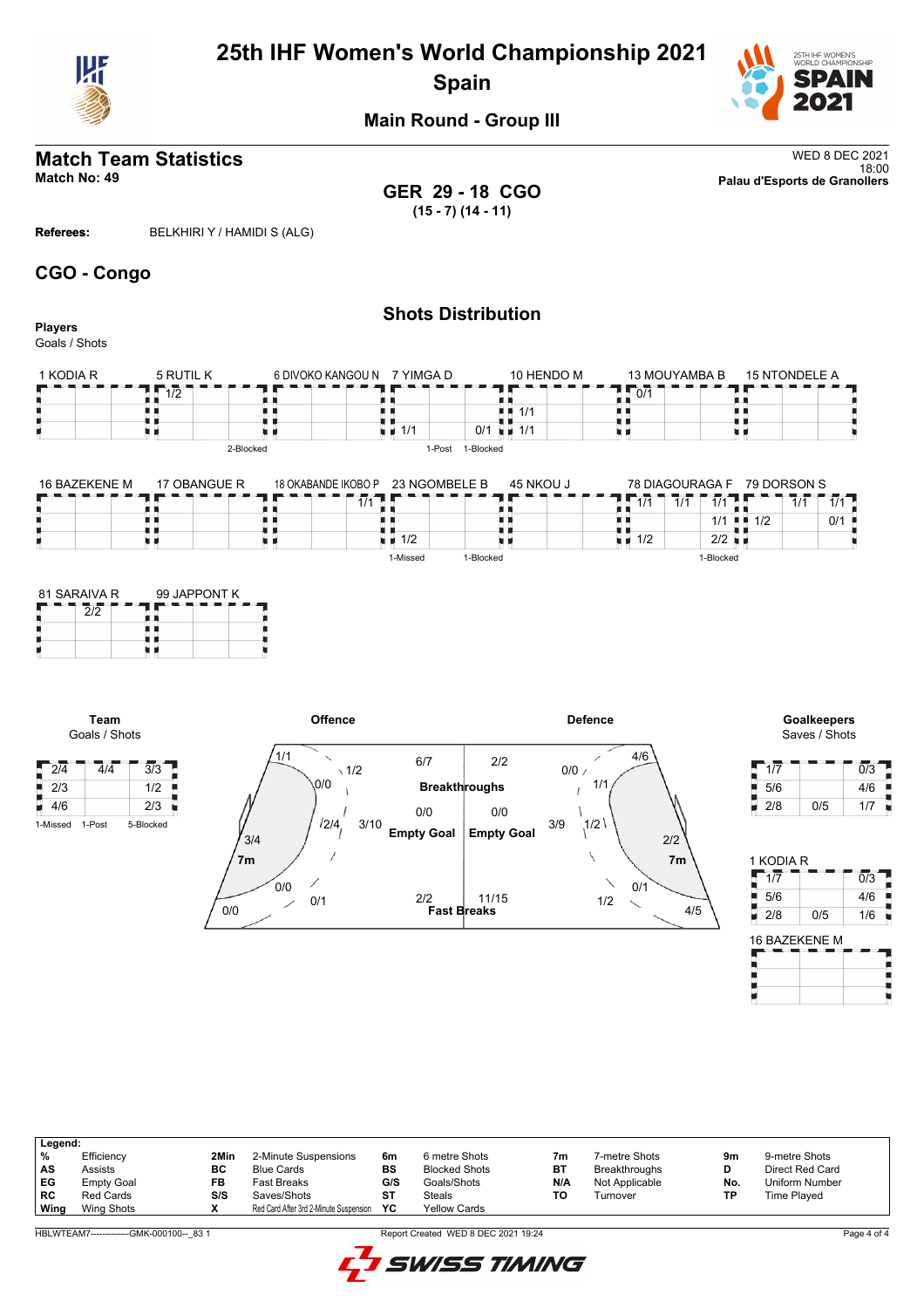# 25th IHF Women's World Championship 2021
## Spain

### Main Round - Group III

## Match Team Statistics

**Match No: 49**

WED 8 DEC 2021
18:00
**Palau d'Esports de Granollers**

**GER 29 - 18 CGO**
**(15 - 7) (14 - 11)**

**Referees:** BELKHIRI Y / HAMIDI S (ALG)

## CGO - Congo

### Shots Distribution

**Players**
Goals / Shots

1 KODIA R

5 RUTIL K
1/2
2-Blocked

6 DIVOKO KANGOU N

7 YIMGA D
1/1 0/1
1-Post 1-Blocked

10 HENDO M
1/1
1/1

13 MOUYAMBA B
0/1

15 NTONDELE A

16 BAZEKENE M

17 OBANGUE R

18 OKABANDE IKOBO P
1/1

23 NGOMBELE B
1/2
1-Missed 1-Blocked

45 NKOU J

78 DIAGOURAGA F
1/1 1/1 1/1
1/1
1/2 2/2
1-Blocked

79 DORSON S
1/1 1/1
1/2 0/1

81 SARAIVA R
2/2

99 JAPPONT K

**Team**
Goals / Shots

2/4 4/4 3/3
2/3 1/2
4/6 2/3
1-Missed 1-Post 5-Blocked

**Offence**

1/1
1/2
0/0
/2/4
3/10
3/4
7m
0/0
0/1
0/0
6/7 2/2
Breakthroughs
0/0 0/0
Empty Goal Empty Goal
2/2 11/15
Fast Breaks

**Defence**

0/0
4/6
1/1
3/9
1/2
2/2
7m
0/1
1/2
4/5

**Goalkeepers**
Saves / Shots

1/7 0/3
5/6 4/6
2/8 0/5 1/7

1 KODIA R
1/7 0/3
5/6 4/6
2/8 0/5 1/6

16 BAZEKENE M

| Legend: | | | | | | | | | |
|---|---|---|---|---|---|---|---|---|---|
| % | Efficiency | 2Min | 2-Minute Suspensions | 6m | 6 metre Shots | 7m | 7-metre Shots | 9m | 9-metre Shots |
| AS | Assists | BC | Blue Cards | BS | Blocked Shots | BT | Breakthroughs | D | Direct Red Card |
| EG | Empty Goal | FB | Fast Breaks | G/S | Goals/Shots | N/A | Not Applicable | No. | Uniform Number |
| RC | Red Cards | S/S | Saves/Shots | ST | Steals | TO | Turnover | TP | Time Played |
| Wing | Wing Shots | X | Red Card After 3rd 2-Minute Suspension | YC | Yellow Cards | | | | |

HBLWTEAM7-------------GMK-000100--_83 1 Report Created WED 8 DEC 2021 19:24